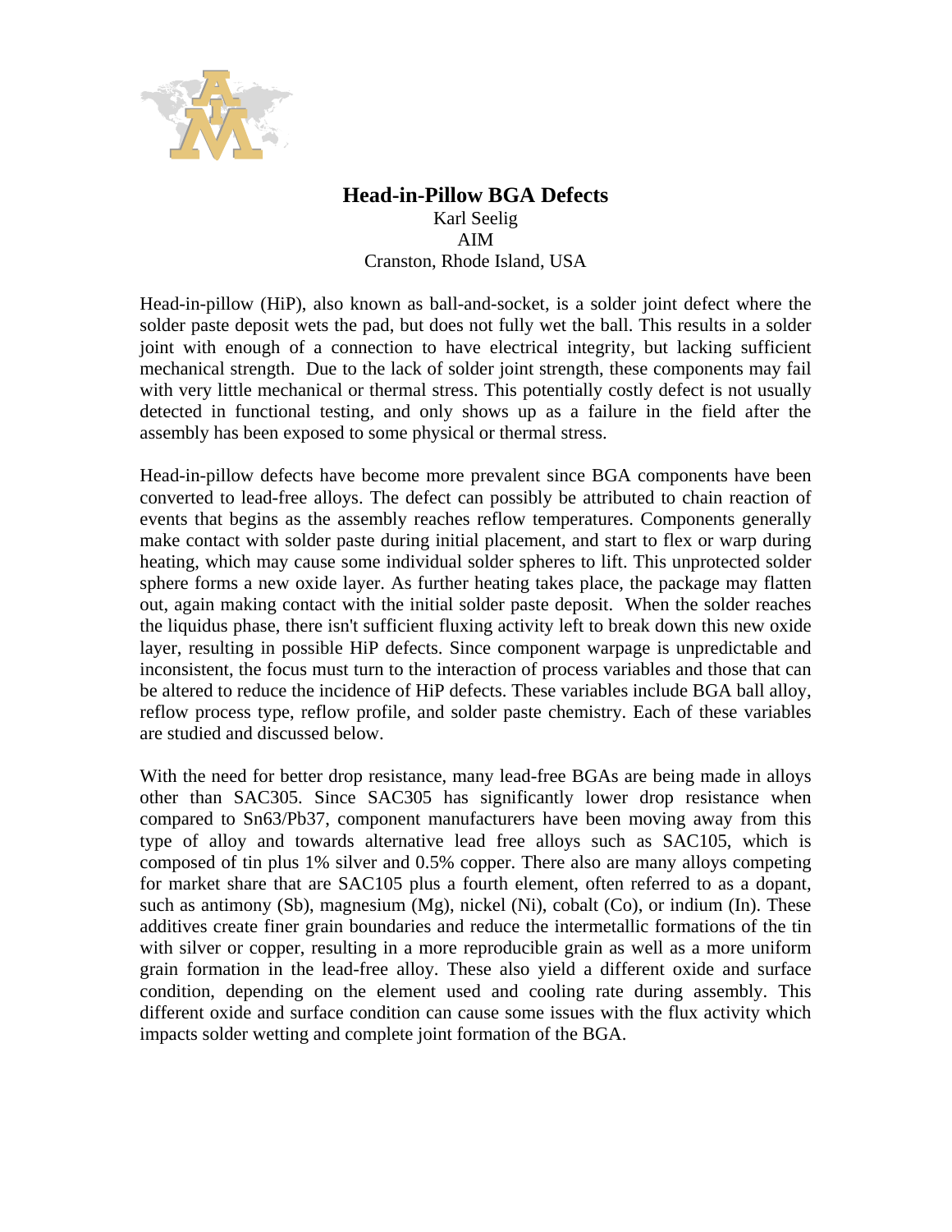# Head-in-Pillow BGA Defects

Karl Seelig
AIM
Cranston, Rhode Island, USA

Head-in-pillow (HiP), also known as ball-and-socket, is a solder joint defect where the solder paste deposit wets the pad, but does not fully wet the ball. This results in a solder joint with enough of a connection to have electrical integrity, but lacking sufficient mechanical strength. Due to the lack of solder joint strength, these components may fail with very little mechanical or thermal stress. This potentially costly defect is not usually detected in functional testing, and only shows up as a failure in the field after the assembly has been exposed to some physical or thermal stress.

Head-in-pillow defects have become more prevalent since BGA components have been converted to lead-free alloys. The defect can possibly be attributed to chain reaction of events that begins as the assembly reaches reflow temperatures. Components generally make contact with solder paste during initial placement, and start to flex or warp during heating, which may cause some individual solder spheres to lift. This unprotected solder sphere forms a new oxide layer. As further heating takes place, the package may flatten out, again making contact with the initial solder paste deposit. When the solder reaches the liquidus phase, there isn't sufficient fluxing activity left to break down this new oxide layer, resulting in possible HiP defects. Since component warpage is unpredictable and inconsistent, the focus must turn to the interaction of process variables and those that can be altered to reduce the incidence of HiP defects. These variables include BGA ball alloy, reflow process type, reflow profile, and solder paste chemistry. Each of these variables are studied and discussed below.

With the need for better drop resistance, many lead-free BGAs are being made in alloys other than SAC305. Since SAC305 has significantly lower drop resistance when compared to Sn63/Pb37, component manufacturers have been moving away from this type of alloy and towards alternative lead free alloys such as SAC105, which is composed of tin plus 1% silver and 0.5% copper. There also are many alloys competing for market share that are SAC105 plus a fourth element, often referred to as a dopant, such as antimony (Sb), magnesium (Mg), nickel (Ni), cobalt (Co), or indium (In). These additives create finer grain boundaries and reduce the intermetallic formations of the tin with silver or copper, resulting in a more reproducible grain as well as a more uniform grain formation in the lead-free alloy. These also yield a different oxide and surface condition, depending on the element used and cooling rate during assembly. This different oxide and surface condition can cause some issues with the flux activity which impacts solder wetting and complete joint formation of the BGA.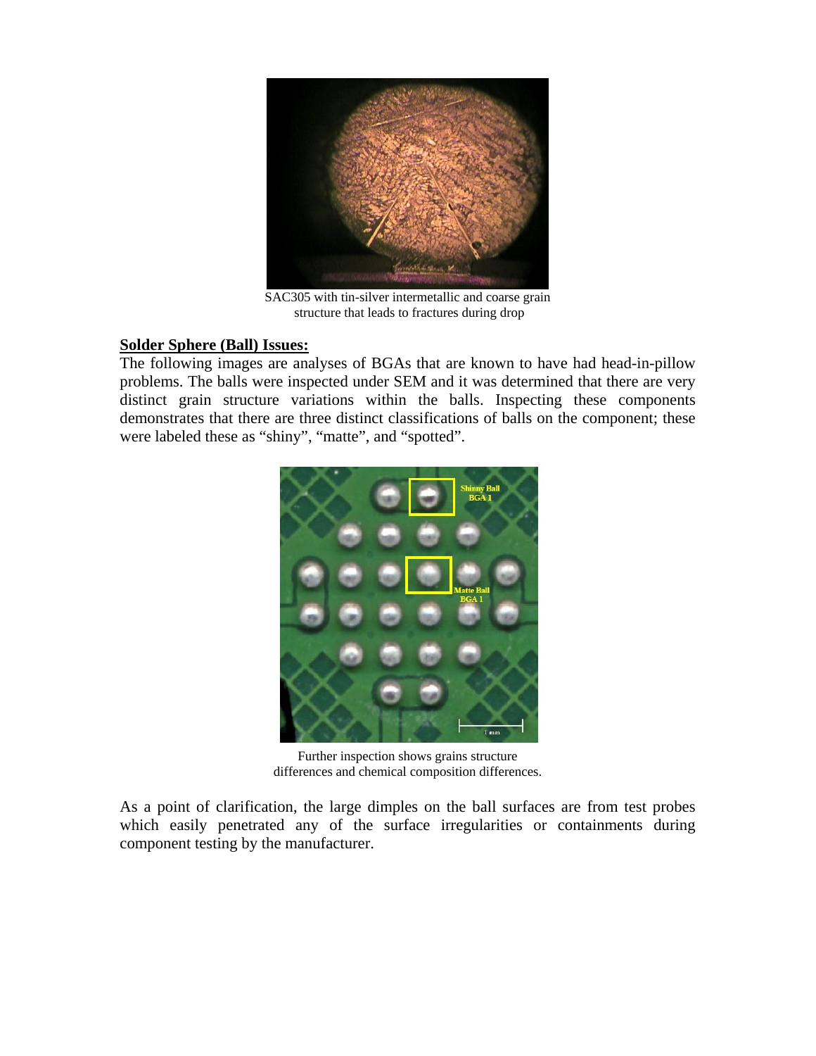SAC305 with tin-silver intermetallic and coarse grain structure that leads to fractures during drop

**Solder Sphere (Ball) Issues:**

The following images are analyses of BGAs that are known to have had head-in-pillow problems. The balls were inspected under SEM and it was determined that there are very distinct grain structure variations within the balls. Inspecting these components demonstrates that there are three distinct classifications of balls on the component; these were labeled these as “shiny”, “matte”, and “spotted”.

Further inspection shows grains structure differences and chemical composition differences.

As a point of clarification, the large dimples on the ball surfaces are from test probes which easily penetrated any of the surface irregularities or containments during component testing by the manufacturer.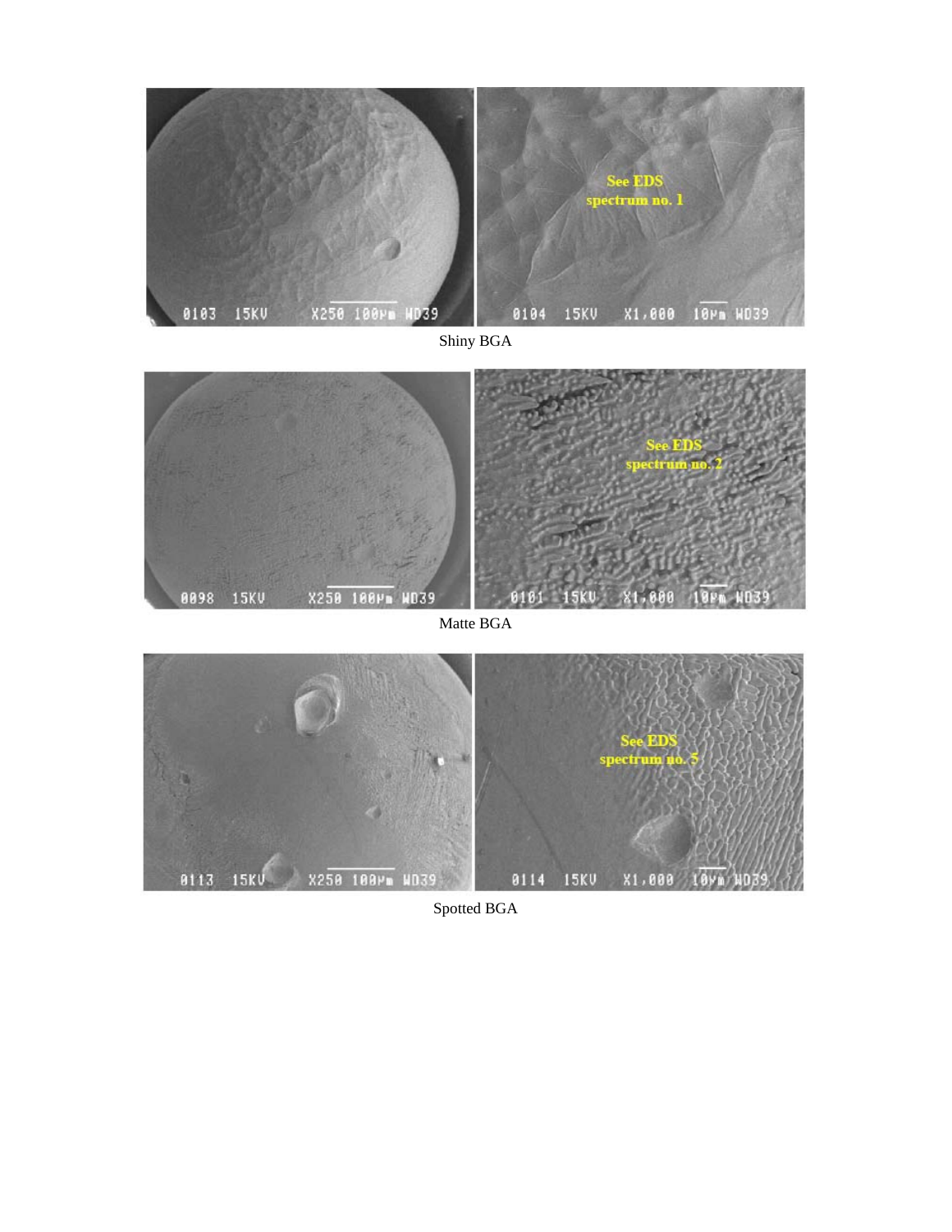Shiny BGA

Matte BGA

Spotted BGA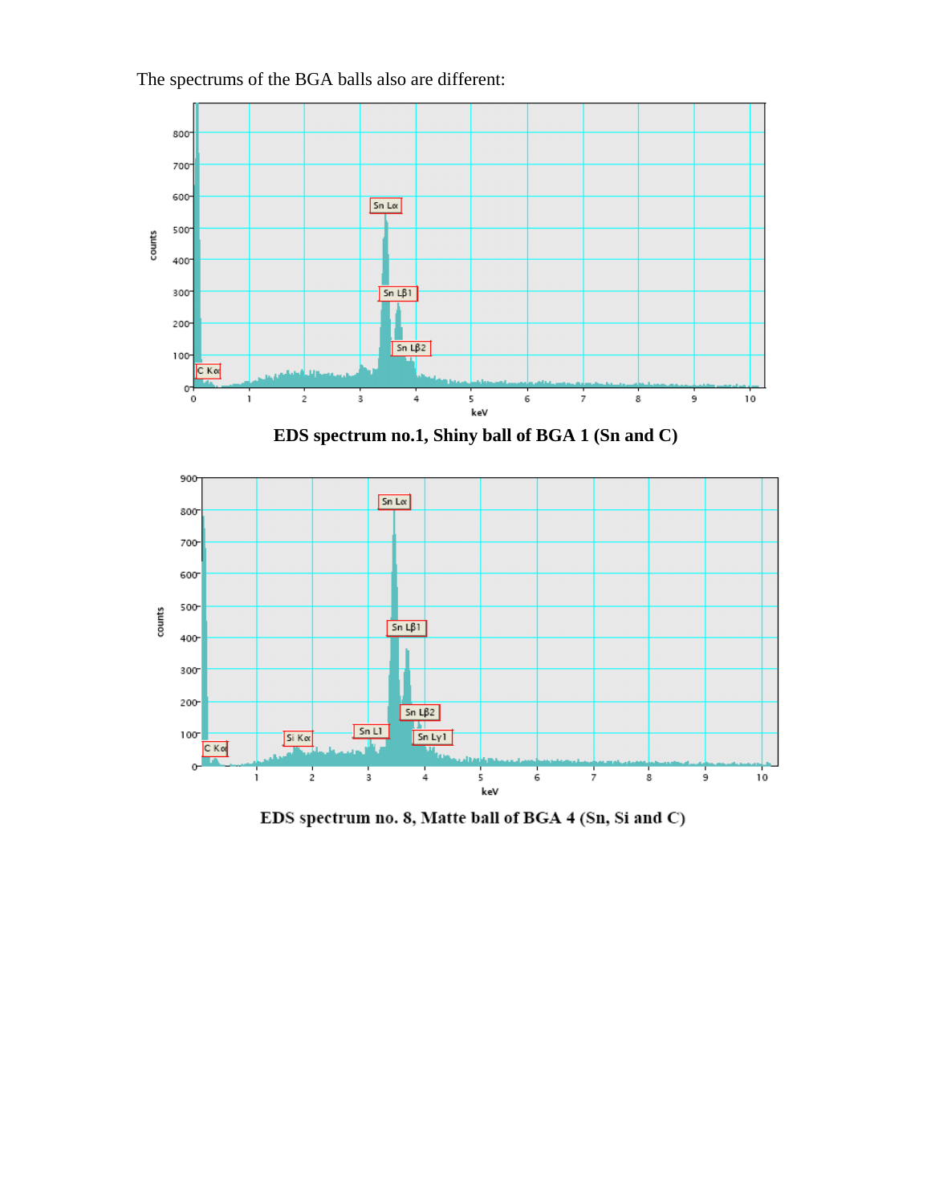The spectrums of the BGA balls also are different:

**EDS spectrum no.1, Shiny ball of BGA 1 (Sn and C)**

**EDS spectrum no. 8, Matte ball of BGA 4 (Sn, Si and C)**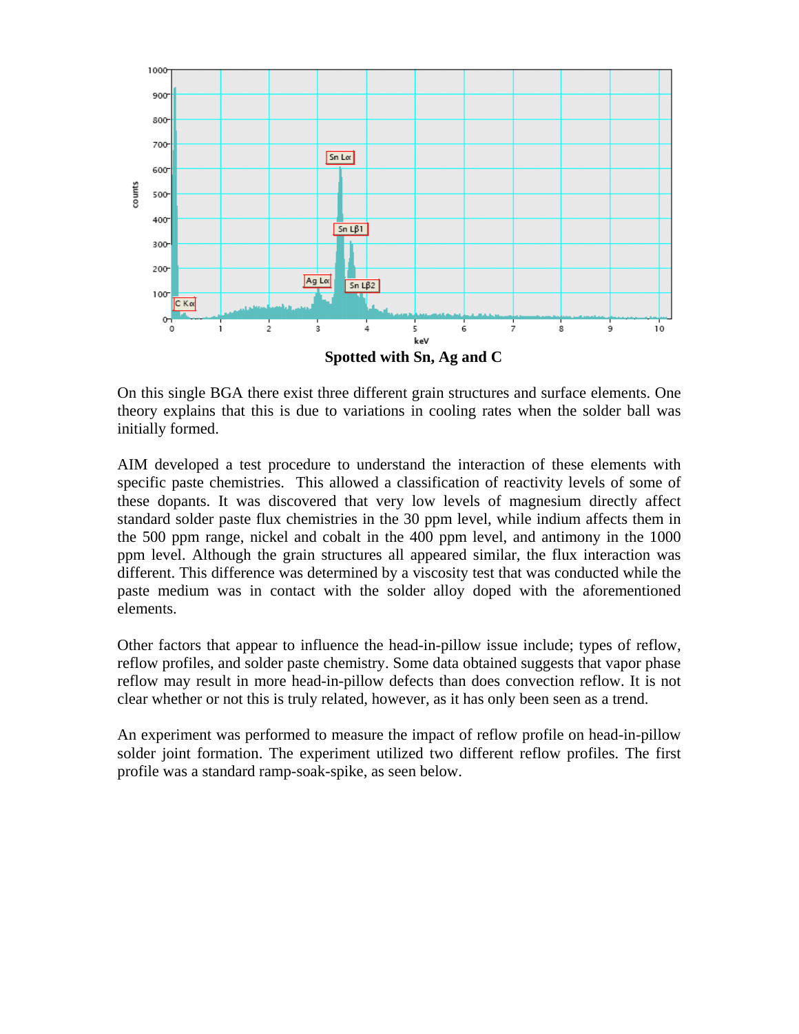**Spotted with Sn, Ag and C**

On this single BGA there exist three different grain structures and surface elements. One theory explains that this is due to variations in cooling rates when the solder ball was initially formed.

AIM developed a test procedure to understand the interaction of these elements with specific paste chemistries. This allowed a classification of reactivity levels of some of these dopants. It was discovered that very low levels of magnesium directly affect standard solder paste flux chemistries in the 30 ppm level, while indium affects them in the 500 ppm range, nickel and cobalt in the 400 ppm level, and antimony in the 1000 ppm level. Although the grain structures all appeared similar, the flux interaction was different. This difference was determined by a viscosity test that was conducted while the paste medium was in contact with the solder alloy doped with the aforementioned elements.

Other factors that appear to influence the head-in-pillow issue include; types of reflow, reflow profiles, and solder paste chemistry. Some data obtained suggests that vapor phase reflow may result in more head-in-pillow defects than does convection reflow. It is not clear whether or not this is truly related, however, as it has only been seen as a trend.

An experiment was performed to measure the impact of reflow profile on head-in-pillow solder joint formation. The experiment utilized two different reflow profiles. The first profile was a standard ramp-soak-spike, as seen below.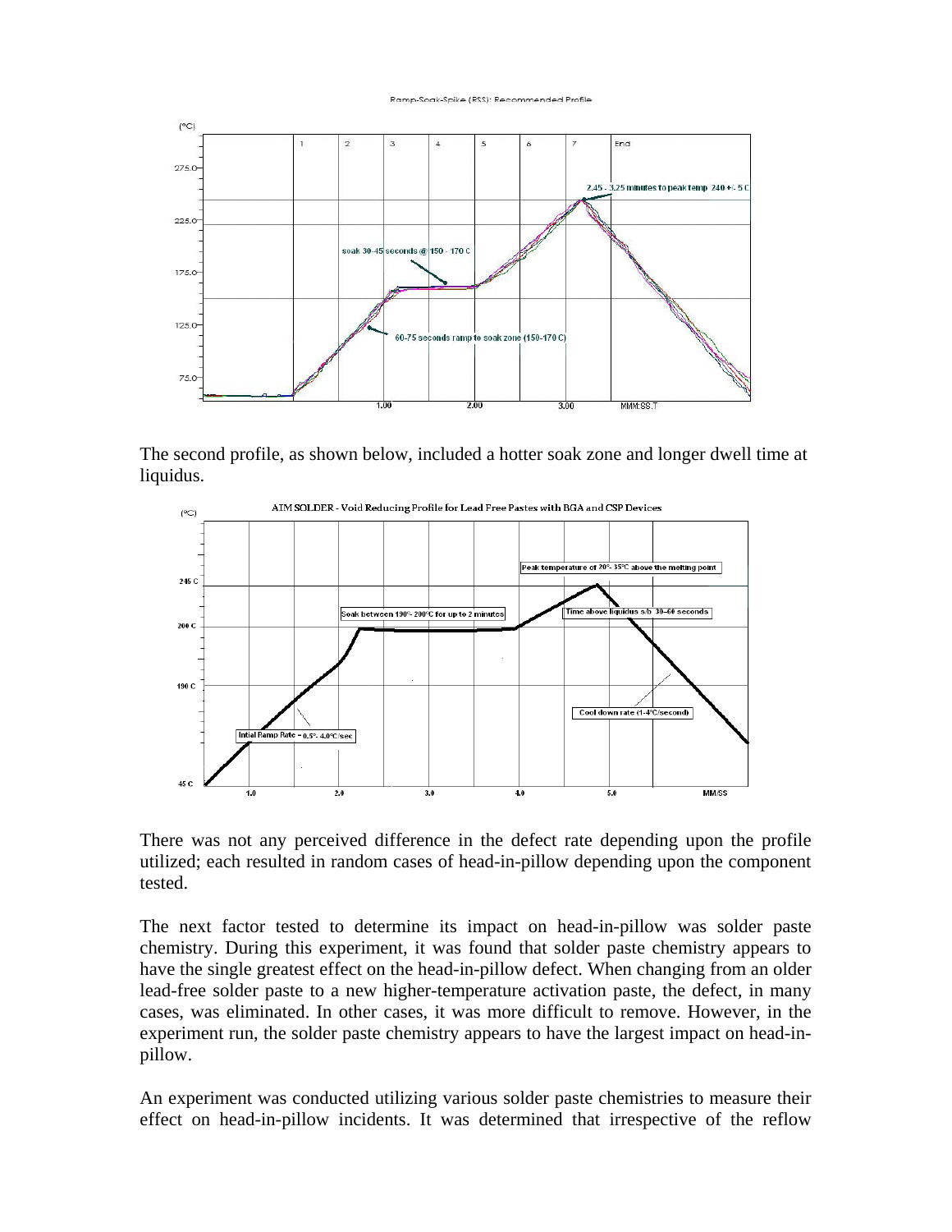The second profile, as shown below, included a hotter soak zone and longer dwell time at liquidus.

There was not any perceived difference in the defect rate depending upon the profile utilized; each resulted in random cases of head-in-pillow depending upon the component tested.

The next factor tested to determine its impact on head-in-pillow was solder paste chemistry. During this experiment, it was found that solder paste chemistry appears to have the single greatest effect on the head-in-pillow defect. When changing from an older lead-free solder paste to a new higher-temperature activation paste, the defect, in many cases, was eliminated. In other cases, it was more difficult to remove. However, in the experiment run, the solder paste chemistry appears to have the largest impact on head-in-pillow.

An experiment was conducted utilizing various solder paste chemistries to measure their effect on head-in-pillow incidents. It was determined that irrespective of the reflow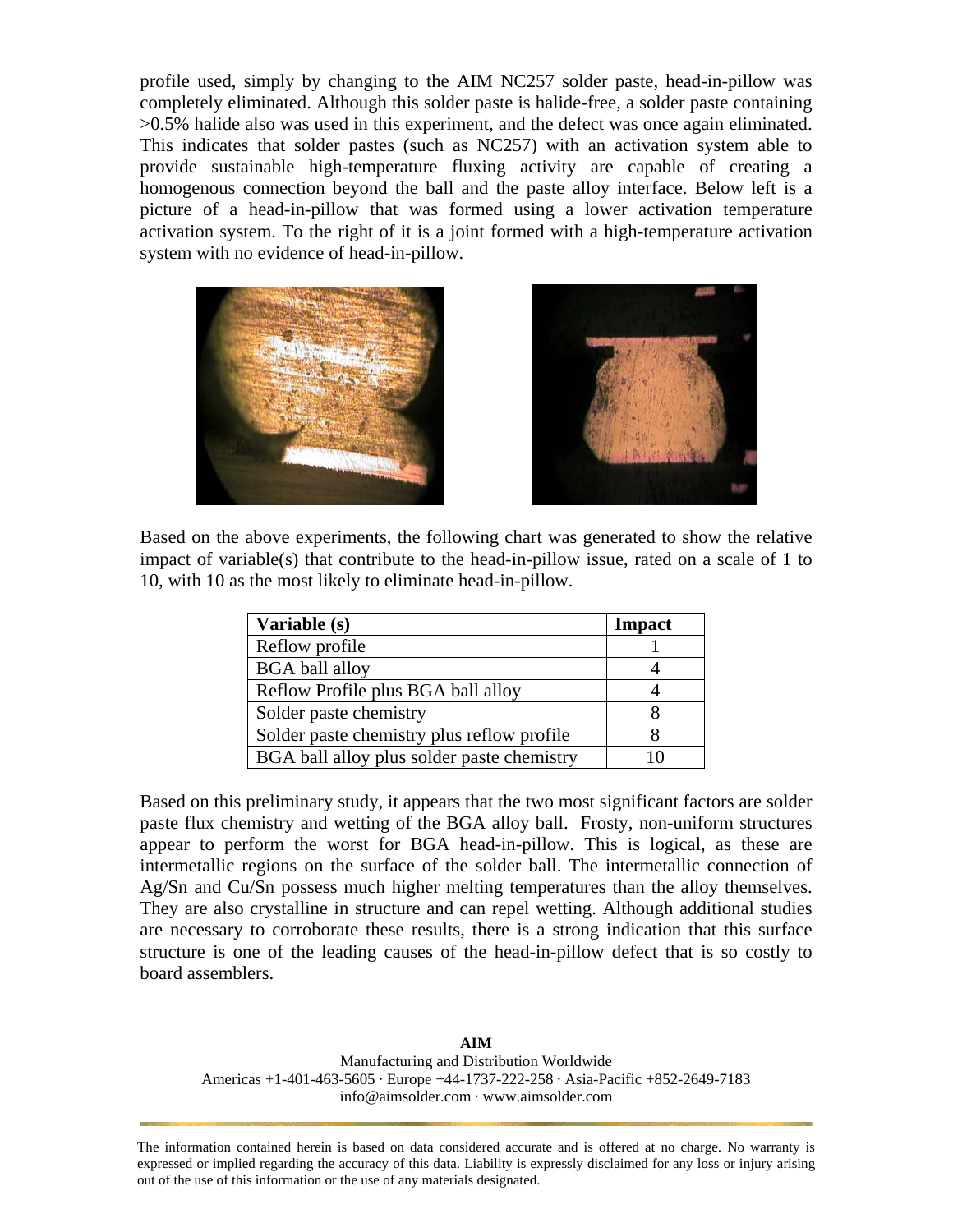profile used, simply by changing to the AIM NC257 solder paste, head-in-pillow was completely eliminated. Although this solder paste is halide-free, a solder paste containing >0.5% halide also was used in this experiment, and the defect was once again eliminated. This indicates that solder pastes (such as NC257) with an activation system able to provide sustainable high-temperature fluxing activity are capable of creating a homogenous connection beyond the ball and the paste alloy interface. Below left is a picture of a head-in-pillow that was formed using a lower activation temperature activation system. To the right of it is a joint formed with a high-temperature activation system with no evidence of head-in-pillow.

Based on the above experiments, the following chart was generated to show the relative impact of variable(s) that contribute to the head-in-pillow issue, rated on a scale of 1 to 10, with 10 as the most likely to eliminate head-in-pillow.

| **Variable (s)** | **Impact** |
| --- | --- |
| Reflow profile | 1 |
| BGA ball alloy | 4 |
| Reflow Profile plus BGA ball alloy | 4 |
| Solder paste chemistry | 8 |
| Solder paste chemistry plus reflow profile | 8 |
| BGA ball alloy plus solder paste chemistry | 10 |

Based on this preliminary study, it appears that the two most significant factors are solder paste flux chemistry and wetting of the BGA alloy ball. Frosty, non-uniform structures appear to perform the worst for BGA head-in-pillow. This is logical, as these are intermetallic regions on the surface of the solder ball. The intermetallic connection of Ag/Sn and Cu/Sn possess much higher melting temperatures than the alloy themselves. They are also crystalline in structure and can repel wetting. Although additional studies are necessary to corroborate these results, there is a strong indication that this surface structure is one of the leading causes of the head-in-pillow defect that is so costly to board assemblers.

**AIM**

Manufacturing and Distribution Worldwide

Americas +1-401-463-5605 · Europe +44-1737-222-258 · Asia-Pacific +852-2649-7183

info@aimsolder.com · www.aimsolder.com

The information contained herein is based on data considered accurate and is offered at no charge. No warranty is expressed or implied regarding the accuracy of this data. Liability is expressly disclaimed for any loss or injury arising out of the use of this information or the use of any materials designated.